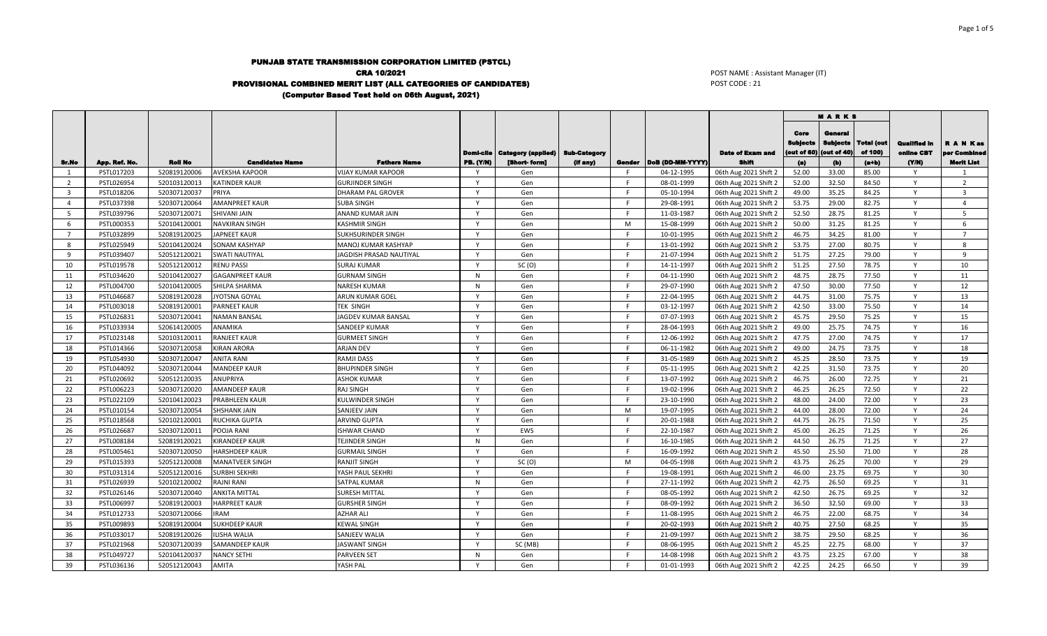# PUNJAB STATE TRANSMISSION CORPORATION LIMITED (PSTCL)

## CRA 10/2021

## PROVISIONAL COMBINED MERIT LIST (ALL CATEGORIES OF CANDIDATES)

### (Computer Based Test held on 06th August, 2021)

POST NAME : Assistant Manager (IT)
POST CODE : 21

| Sr.No | App. Ref. No. | Roll No | Candidates Name | Fathers Name | Domi-cile PB. (Y/N) | Category (applied) [Short- form] | Sub-Category (if any) | Gender | DoB (DD-MM-YYYY) | Date of Exam and Shift | MARKS Core Subjects (out of 60) (a) | General Subjects (out of 40) (b) | Total (out of 100) (a+b) | Qualified in online CBT (Y/N) | R A N K as per Combined Merit List |
|---|---|---|---|---|---|---|---|---|---|---|---|---|---|---|---|
| 1 | PSTL017203 | 520819120006 | AVEKSHA KAPOOR | VIJAY KUMAR KAPOOR | Y | Gen | | F | 04-12-1995 | 06th Aug 2021 Shift 2 | 52.00 | 33.00 | 85.00 | Y | 1 |
| 2 | PSTL026954 | 520103120013 | KATINDER KAUR | GURJINDER SINGH | Y | Gen | | F | 08-01-1999 | 06th Aug 2021 Shift 2 | 52.00 | 32.50 | 84.50 | Y | 2 |
| 3 | PSTL018206 | 520307120037 | PRIYA | DHARAM PAL GROVER | Y | Gen | | F | 05-10-1994 | 06th Aug 2021 Shift 2 | 49.00 | 35.25 | 84.25 | Y | 3 |
| 4 | PSTL037398 | 520307120064 | AMANPREET KAUR | SUBA SINGH | Y | Gen | | F | 29-08-1991 | 06th Aug 2021 Shift 2 | 53.75 | 29.00 | 82.75 | Y | 4 |
| 5 | PSTL039796 | 520307120071 | SHIVANI JAIN | ANAND KUMAR JAIN | Y | Gen | | F | 11-03-1987 | 06th Aug 2021 Shift 2 | 52.50 | 28.75 | 81.25 | Y | 5 |
| 6 | PSTL000353 | 520104120001 | NAVKIRAN SINGH | KASHMIR SINGH | Y | Gen | | M | 15-08-1999 | 06th Aug 2021 Shift 2 | 50.00 | 31.25 | 81.25 | Y | 6 |
| 7 | PSTL032899 | 520819120025 | JAPNEET KAUR | SUKHSURINDER SINGH | Y | Gen | | F | 10-01-1995 | 06th Aug 2021 Shift 2 | 46.75 | 34.25 | 81.00 | Y | 7 |
| 8 | PSTL025949 | 520104120024 | SONAM KASHYAP | MANOJ KUMAR KASHYAP | Y | Gen | | F | 13-01-1992 | 06th Aug 2021 Shift 2 | 53.75 | 27.00 | 80.75 | Y | 8 |
| 9 | PSTL039407 | 520512120021 | SWATI NAUTIYAL | JAGDISH PRASAD NAUTIYAL | Y | Gen | | F | 21-07-1994 | 06th Aug 2021 Shift 2 | 51.75 | 27.25 | 79.00 | Y | 9 |
| 10 | PSTL019578 | 520512120012 | RENU PASSI | SURAJ KUMAR | Y | SC (O) | | F | 14-11-1997 | 06th Aug 2021 Shift 2 | 51.25 | 27.50 | 78.75 | Y | 10 |
| 11 | PSTL034620 | 520104120027 | GAGANPREET KAUR | GURNAM SINGH | N | Gen | | F | 04-11-1990 | 06th Aug 2021 Shift 2 | 48.75 | 28.75 | 77.50 | Y | 11 |
| 12 | PSTL004700 | 520104120005 | SHILPA SHARMA | NARESH KUMAR | N | Gen | | F | 29-07-1990 | 06th Aug 2021 Shift 2 | 47.50 | 30.00 | 77.50 | Y | 12 |
| 13 | PSTL046687 | 520819120028 | JYOTSNA GOYAL | ARUN KUMAR GOEL | Y | Gen | | F | 22-04-1995 | 06th Aug 2021 Shift 2 | 44.75 | 31.00 | 75.75 | Y | 13 |
| 14 | PSTL003018 | 520819120001 | PARNEET KAUR | TEK SINGH | Y | Gen | | F | 03-12-1997 | 06th Aug 2021 Shift 2 | 42.50 | 33.00 | 75.50 | Y | 14 |
| 15 | PSTL026831 | 520307120041 | NAMAN BANSAL | JAGDEV KUMAR BANSAL | Y | Gen | | F | 07-07-1993 | 06th Aug 2021 Shift 2 | 45.75 | 29.50 | 75.25 | Y | 15 |
| 16 | PSTL033934 | 520614120005 | ANAMIKA | SANDEEP KUMAR | Y | Gen | | F | 28-04-1993 | 06th Aug 2021 Shift 2 | 49.00 | 25.75 | 74.75 | Y | 16 |
| 17 | PSTL023148 | 520103120011 | RANJEET KAUR | GURMEET SINGH | Y | Gen | | F | 12-06-1992 | 06th Aug 2021 Shift 2 | 47.75 | 27.00 | 74.75 | Y | 17 |
| 18 | PSTL014366 | 520307120058 | KIRAN ARORA | ARJAN DEV | Y | Gen | | F | 06-11-1982 | 06th Aug 2021 Shift 2 | 49.00 | 24.75 | 73.75 | Y | 18 |
| 19 | PSTL054930 | 520307120047 | ANITA RANI | RAMJI DASS | Y | Gen | | F | 31-05-1989 | 06th Aug 2021 Shift 2 | 45.25 | 28.50 | 73.75 | Y | 19 |
| 20 | PSTL044092 | 520307120044 | MANDEEP KAUR | BHUPINDER SINGH | Y | Gen | | F | 05-11-1995 | 06th Aug 2021 Shift 2 | 42.25 | 31.50 | 73.75 | Y | 20 |
| 21 | PSTL020692 | 520512120035 | ANUPRIYA | ASHOK KUMAR | Y | Gen | | F | 13-07-1992 | 06th Aug 2021 Shift 2 | 46.75 | 26.00 | 72.75 | Y | 21 |
| 22 | PSTL006223 | 520307120020 | AMANDEEP KAUR | RAJ SINGH | Y | Gen | | F | 19-02-1996 | 06th Aug 2021 Shift 2 | 46.25 | 26.25 | 72.50 | Y | 22 |
| 23 | PSTL022109 | 520104120023 | PRABHLEEN KAUR | KULWINDER SINGH | Y | Gen | | F | 23-10-1990 | 06th Aug 2021 Shift 2 | 48.00 | 24.00 | 72.00 | Y | 23 |
| 24 | PSTL010154 | 520307120054 | SHSHANK JAIN | SANJEEV JAIN | Y | Gen | | M | 19-07-1995 | 06th Aug 2021 Shift 2 | 44.00 | 28.00 | 72.00 | Y | 24 |
| 25 | PSTL018568 | 520102120001 | RUCHIKA GUPTA | ARVIND GUPTA | Y | Gen | | F | 20-01-1988 | 06th Aug 2021 Shift 2 | 44.75 | 26.75 | 71.50 | Y | 25 |
| 26 | PSTL026687 | 520307120011 | POOJA RANI | ISHWAR CHAND | Y | EWS | | F | 22-10-1987 | 06th Aug 2021 Shift 2 | 45.00 | 26.25 | 71.25 | Y | 26 |
| 27 | PSTL008184 | 520819120021 | KIRANDEEP KAUR | TEJINDER SINGH | N | Gen | | F | 16-10-1985 | 06th Aug 2021 Shift 2 | 44.50 | 26.75 | 71.25 | Y | 27 |
| 28 | PSTL005461 | 520307120050 | HARSHDEEP KAUR | GURMAIL SINGH | Y | Gen | | F | 16-09-1992 | 06th Aug 2021 Shift 2 | 45.50 | 25.50 | 71.00 | Y | 28 |
| 29 | PSTL015393 | 520512120008 | MANATVEER SINGH | RANJIT SINGH | Y | SC (O) | | M | 04-05-1998 | 06th Aug 2021 Shift 2 | 43.75 | 26.25 | 70.00 | Y | 29 |
| 30 | PSTL031314 | 520512120016 | SURBHI SEKHRI | YASH PAUL SEKHRI | Y | Gen | | F | 19-08-1991 | 06th Aug 2021 Shift 2 | 46.00 | 23.75 | 69.75 | Y | 30 |
| 31 | PSTL026939 | 520102120002 | RAJNI RANI | SATPAL KUMAR | N | Gen | | F | 27-11-1992 | 06th Aug 2021 Shift 2 | 42.75 | 26.50 | 69.25 | Y | 31 |
| 32 | PSTL026146 | 520307120040 | ANKITA MITTAL | SURESH MITTAL | Y | Gen | | F | 08-05-1992 | 06th Aug 2021 Shift 2 | 42.50 | 26.75 | 69.25 | Y | 32 |
| 33 | PSTL006997 | 520819120003 | HARPREET KAUR | GURSHER SINGH | Y | Gen | | F | 08-09-1992 | 06th Aug 2021 Shift 2 | 36.50 | 32.50 | 69.00 | Y | 33 |
| 34 | PSTL012733 | 520307120066 | IRAM | AZHAR ALI | Y | Gen | | F | 11-08-1995 | 06th Aug 2021 Shift 2 | 46.75 | 22.00 | 68.75 | Y | 34 |
| 35 | PSTL009893 | 520819120004 | SUKHDEEP KAUR | KEWAL SINGH | Y | Gen | | F | 20-02-1993 | 06th Aug 2021 Shift 2 | 40.75 | 27.50 | 68.25 | Y | 35 |
| 36 | PSTL033017 | 520819120026 | ILISHA WALIA | SANJEEV WALIA | Y | Gen | | F | 21-09-1997 | 06th Aug 2021 Shift 2 | 38.75 | 29.50 | 68.25 | Y | 36 |
| 37 | PSTL021968 | 520307120039 | SAMANDEEP KAUR | JASWANT SINGH | Y | SC (MB) | | F | 08-06-1995 | 06th Aug 2021 Shift 2 | 45.25 | 22.75 | 68.00 | Y | 37 |
| 38 | PSTL049727 | 520104120037 | NANCY SETHI | PARVEEN SET | N | Gen | | F | 14-08-1998 | 06th Aug 2021 Shift 2 | 43.75 | 23.25 | 67.00 | Y | 38 |
| 39 | PSTL036136 | 520512120043 | AMITA | YASH PAL | Y | Gen | | F | 01-01-1993 | 06th Aug 2021 Shift 2 | 42.25 | 24.25 | 66.50 | Y | 39 |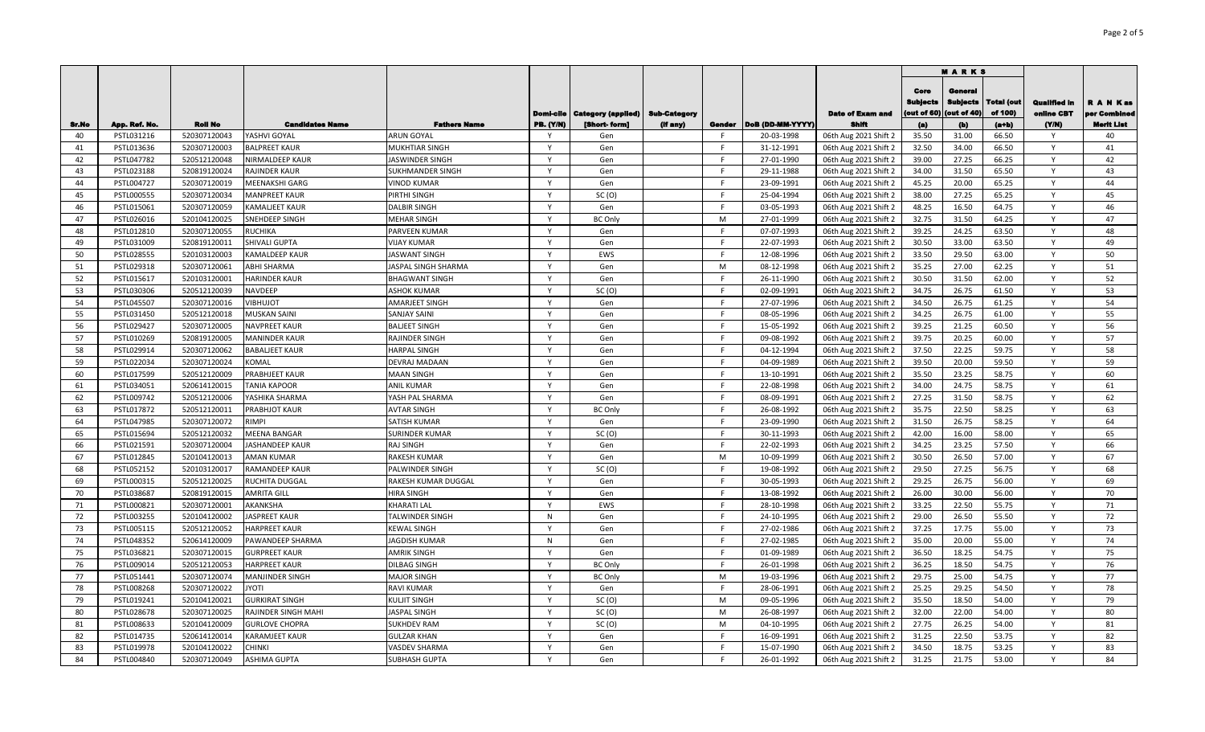| Sr.No | App. Ref. No. | Roll No | Candidates Name | Fathers Name | Domi-cile PB. (Y/N) | Category (applied) [Short- form] | Sub-Category (If any) | Gender | DoB (DD-MM-YYYY) | Date of Exam and Shift | MARKS | | | Qualified in online CBT (Y/N) | R A N K as per Combined Merit List |
|---|---|---|---|---|---|---|---|---|---|---|---|---|---|---|---|
| | | | | | | | | | | | Core Subjects (out of 60) (a) | General Subjects (out of 40) (b) | Total (out of 100) (a+b) | | |
| 40 | PSTL031216 | 520307120043 | YASHVI GOYAL | ARUN GOYAL | Y | Gen | | F | 20-03-1998 | 06th Aug 2021 Shift 2 | 35.50 | 31.00 | 66.50 | Y | 40 |
| 41 | PSTL013636 | 520307120003 | BALPREET KAUR | MUKHTIAR SINGH | Y | Gen | | F | 31-12-1991 | 06th Aug 2021 Shift 2 | 32.50 | 34.00 | 66.50 | Y | 41 |
| 42 | PSTL047782 | 520512120048 | NIRMALDEEP KAUR | JASWINDER SINGH | Y | Gen | | F | 27-01-1990 | 06th Aug 2021 Shift 2 | 39.00 | 27.25 | 66.25 | Y | 42 |
| 43 | PSTL023188 | 520819120024 | RAJINDER KAUR | SUKHMANDER SINGH | Y | Gen | | F | 29-11-1988 | 06th Aug 2021 Shift 2 | 34.00 | 31.50 | 65.50 | Y | 43 |
| 44 | PSTL004727 | 520307120019 | MEENAKSHI GARG | VINOD KUMAR | Y | Gen | | F | 23-09-1991 | 06th Aug 2021 Shift 2 | 45.25 | 20.00 | 65.25 | Y | 44 |
| 45 | PSTL000555 | 520307120034 | MANPREET KAUR | PIRTHI SINGH | Y | SC (O) | | F | 25-04-1994 | 06th Aug 2021 Shift 2 | 38.00 | 27.25 | 65.25 | Y | 45 |
| 46 | PSTL015061 | 520307120059 | KAMALJEET KAUR | DALBIR SINGH | Y | Gen | | F | 03-05-1993 | 06th Aug 2021 Shift 2 | 48.25 | 16.50 | 64.75 | Y | 46 |
| 47 | PSTL026016 | 520104120025 | SNEHDEEP SINGH | MEHAR SINGH | Y | BC Only | | M | 27-01-1999 | 06th Aug 2021 Shift 2 | 32.75 | 31.50 | 64.25 | Y | 47 |
| 48 | PSTL012810 | 520307120055 | RUCHIKA | PARVEEN KUMAR | Y | Gen | | F | 07-07-1993 | 06th Aug 2021 Shift 2 | 39.25 | 24.25 | 63.50 | Y | 48 |
| 49 | PSTL031009 | 520819120011 | SHIVALI GUPTA | VIJAY KUMAR | Y | Gen | | F | 22-07-1993 | 06th Aug 2021 Shift 2 | 30.50 | 33.00 | 63.50 | Y | 49 |
| 50 | PSTL028555 | 520103120003 | KAMALDEEP KAUR | JASWANT SINGH | Y | EWS | | F | 12-08-1996 | 06th Aug 2021 Shift 2 | 33.50 | 29.50 | 63.00 | Y | 50 |
| 51 | PSTL029318 | 520307120061 | ABHI SHARMA | JASPAL SINGH SHARMA | Y | Gen | | M | 08-12-1998 | 06th Aug 2021 Shift 2 | 35.25 | 27.00 | 62.25 | Y | 51 |
| 52 | PSTL015617 | 520103120001 | HARINDER KAUR | BHAGWANT SINGH | Y | Gen | | F | 26-11-1990 | 06th Aug 2021 Shift 2 | 30.50 | 31.50 | 62.00 | Y | 52 |
| 53 | PSTL030306 | 520512120039 | NAVDEEP | ASHOK KUMAR | Y | SC (O) | | F | 02-09-1991 | 06th Aug 2021 Shift 2 | 34.75 | 26.75 | 61.50 | Y | 53 |
| 54 | PSTL045507 | 520307120016 | VIBHUJOT | AMARJEET SINGH | Y | Gen | | F | 27-07-1996 | 06th Aug 2021 Shift 2 | 34.50 | 26.75 | 61.25 | Y | 54 |
| 55 | PSTL031450 | 520512120018 | MUSKAN SAINI | SANJAY SAINI | Y | Gen | | F | 08-05-1996 | 06th Aug 2021 Shift 2 | 34.25 | 26.75 | 61.00 | Y | 55 |
| 56 | PSTL029427 | 520307120005 | NAVPREET KAUR | BALJEET SINGH | Y | Gen | | F | 15-05-1992 | 06th Aug 2021 Shift 2 | 39.25 | 21.25 | 60.50 | Y | 56 |
| 57 | PSTL010269 | 520819120005 | MANINDER KAUR | RAJINDER SINGH | Y | Gen | | F | 09-08-1992 | 06th Aug 2021 Shift 2 | 39.75 | 20.25 | 60.00 | Y | 57 |
| 58 | PSTL029914 | 520307120062 | BABALJEET KAUR | HARPAL SINGH | Y | Gen | | F | 04-12-1994 | 06th Aug 2021 Shift 2 | 37.50 | 22.25 | 59.75 | Y | 58 |
| 59 | PSTL022034 | 520307120024 | KOMAL | DEVRAJ MADAAN | Y | Gen | | F | 04-09-1989 | 06th Aug 2021 Shift 2 | 39.50 | 20.00 | 59.50 | Y | 59 |
| 60 | PSTL017599 | 520512120009 | PRABHJEET KAUR | MAAN SINGH | Y | Gen | | F | 13-10-1991 | 06th Aug 2021 Shift 2 | 35.50 | 23.25 | 58.75 | Y | 60 |
| 61 | PSTL034051 | 520614120015 | TANIA KAPOOR | ANIL KUMAR | Y | Gen | | F | 22-08-1998 | 06th Aug 2021 Shift 2 | 34.00 | 24.75 | 58.75 | Y | 61 |
| 62 | PSTL009742 | 520512120006 | YASHIKA SHARMA | YASH PAL SHARMA | Y | Gen | | F | 08-09-1991 | 06th Aug 2021 Shift 2 | 27.25 | 31.50 | 58.75 | Y | 62 |
| 63 | PSTL017872 | 520512120011 | PRABHJOT KAUR | AVTAR SINGH | Y | BC Only | | F | 26-08-1992 | 06th Aug 2021 Shift 2 | 35.75 | 22.50 | 58.25 | Y | 63 |
| 64 | PSTL047985 | 520307120072 | RIMPI | SATISH KUMAR | Y | Gen | | F | 23-09-1990 | 06th Aug 2021 Shift 2 | 31.50 | 26.75 | 58.25 | Y | 64 |
| 65 | PSTL015694 | 520512120032 | MEENA BANGAR | SURINDER KUMAR | Y | SC (O) | | F | 30-11-1993 | 06th Aug 2021 Shift 2 | 42.00 | 16.00 | 58.00 | Y | 65 |
| 66 | PSTL021591 | 520307120004 | JASHANDEEP KAUR | RAJ SINGH | Y | Gen | | F | 22-02-1993 | 06th Aug 2021 Shift 2 | 34.25 | 23.25 | 57.50 | Y | 66 |
| 67 | PSTL012845 | 520104120013 | AMAN KUMAR | RAKESH KUMAR | Y | Gen | | M | 10-09-1999 | 06th Aug 2021 Shift 2 | 30.50 | 26.50 | 57.00 | Y | 67 |
| 68 | PSTL052152 | 520103120017 | RAMANDEEP KAUR | PALWINDER SINGH | Y | SC (O) | | F | 19-08-1992 | 06th Aug 2021 Shift 2 | 29.50 | 27.25 | 56.75 | Y | 68 |
| 69 | PSTL000315 | 520512120025 | RUCHITA DUGGAL | RAKESH KUMAR DUGGAL | Y | Gen | | F | 30-05-1993 | 06th Aug 2021 Shift 2 | 29.25 | 26.75 | 56.00 | Y | 69 |
| 70 | PSTL038687 | 520819120015 | AMRITA GILL | HIRA SINGH | Y | Gen | | F | 13-08-1992 | 06th Aug 2021 Shift 2 | 26.00 | 30.00 | 56.00 | Y | 70 |
| 71 | PSTL000821 | 520307120001 | AKANKSHA | KHARATI LAL | Y | EWS | | F | 28-10-1998 | 06th Aug 2021 Shift 2 | 33.25 | 22.50 | 55.75 | Y | 71 |
| 72 | PSTL003255 | 520104120002 | JASPREET KAUR | TALWINDER SINGH | N | Gen | | F | 24-10-1995 | 06th Aug 2021 Shift 2 | 29.00 | 26.50 | 55.50 | Y | 72 |
| 73 | PSTL005115 | 520512120052 | HARPREET KAUR | KEWAL SINGH | Y | Gen | | F | 27-02-1986 | 06th Aug 2021 Shift 2 | 37.25 | 17.75 | 55.00 | Y | 73 |
| 74 | PSTL048352 | 520614120009 | PAWANDEEP SHARMA | JAGDISH KUMAR | N | Gen | | F | 27-02-1985 | 06th Aug 2021 Shift 2 | 35.00 | 20.00 | 55.00 | Y | 74 |
| 75 | PSTL036821 | 520307120015 | GURPREET KAUR | AMRIK SINGH | Y | Gen | | F | 01-09-1989 | 06th Aug 2021 Shift 2 | 36.50 | 18.25 | 54.75 | Y | 75 |
| 76 | PSTL009014 | 520512120053 | HARPREET KAUR | DILBAG SINGH | Y | BC Only | | F | 26-01-1998 | 06th Aug 2021 Shift 2 | 36.25 | 18.50 | 54.75 | Y | 76 |
| 77 | PSTL051441 | 520307120074 | MANJINDER SINGH | MAJOR SINGH | Y | BC Only | | M | 19-03-1996 | 06th Aug 2021 Shift 2 | 29.75 | 25.00 | 54.75 | Y | 77 |
| 78 | PSTL008268 | 520307120022 | JYOTI | RAVI KUMAR | Y | Gen | | F | 28-06-1991 | 06th Aug 2021 Shift 2 | 25.25 | 29.25 | 54.50 | Y | 78 |
| 79 | PSTL019241 | 520104120021 | GURKIRAT SINGH | KULJIT SINGH | Y | SC (O) | | M | 09-05-1996 | 06th Aug 2021 Shift 2 | 35.50 | 18.50 | 54.00 | Y | 79 |
| 80 | PSTL028678 | 520307120025 | RAJINDER SINGH MAHI | JASPAL SINGH | Y | SC (O) | | M | 26-08-1997 | 06th Aug 2021 Shift 2 | 32.00 | 22.00 | 54.00 | Y | 80 |
| 81 | PSTL008633 | 520104120009 | GURLOVE CHOPRA | SUKHDEV RAM | Y | SC (O) | | M | 04-10-1995 | 06th Aug 2021 Shift 2 | 27.75 | 26.25 | 54.00 | Y | 81 |
| 82 | PSTL014735 | 520614120014 | KARAMJEET KAUR | GULZAR KHAN | Y | Gen | | F | 16-09-1991 | 06th Aug 2021 Shift 2 | 31.25 | 22.50 | 53.75 | Y | 82 |
| 83 | PSTL019978 | 520104120022 | CHINKI | VASDEV SHARMA | Y | Gen | | F | 15-07-1990 | 06th Aug 2021 Shift 2 | 34.50 | 18.75 | 53.25 | Y | 83 |
| 84 | PSTL004840 | 520307120049 | ASHIMA GUPTA | SUBHASH GUPTA | Y | Gen | | F | 26-01-1992 | 06th Aug 2021 Shift 2 | 31.25 | 21.75 | 53.00 | Y | 84 |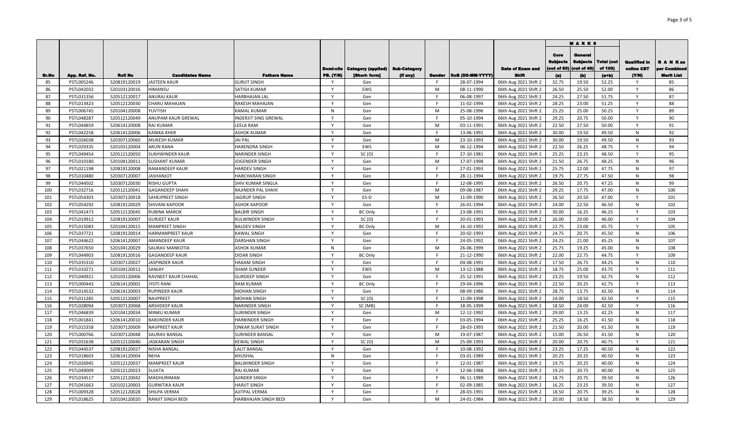| Sr.No | App. Ref. No. | Roll No | Candidates Name | Fathers Name | Domi-cile PB. (Y/N) | Category (applied) [Short- form] | Sub-Category (if any) | Gender | DoB (DD-MM-YYYY) | Date of Exam and Shift | MARKS | | | Qualified in online CBT (Y/N) | R A N K as per Combined Merit List |
|---|---|---|---|---|---|---|---|---|---|---|---|---|---|---|---|
| | | | | | | | | | | | Core Subjects (out of 60) (a) | General Subjects (out of 40) (b) | Total (out of 100) (a+b) | | |
| 85 | PSTL005246 | 520819120019 | JASTEEN KAUR | GURJIT SINGH | Y | Gen | | F | 28-07-1994 | 06th Aug 2021 Shift 2 | 32.75 | 19.50 | 52.25 | Y | 85 |
| 86 | PSTL042032 | 520103120016 | HIMANSU | SATISH KUMAR | Y | EWS | | M | 08-11-1990 | 06th Aug 2021 Shift 2 | 26.50 | 25.50 | 52.00 | Y | 86 |
| 87 | PSTL031356 | 520512120017 | ANURAJ KAUR | HARBHAJAN LAL | Y | Gen | | F | 06-08-1997 | 06th Aug 2021 Shift 2 | 24.25 | 27.50 | 51.75 | Y | 87 |
| 88 | PSTL013423 | 520512120030 | CHARU MAHAJAN | RAKESH MAHAJAN | Y | Gen | | F | 11-02-1994 | 06th Aug 2021 Shift 2 | 28.25 | 23.00 | 51.25 | Y | 88 |
| 89 | PSTL006745 | 520104120008 | YUVTISH | KAMAL KUMAR | N | Gen | | M | 25-08-1996 | 06th Aug 2021 Shift 2 | 25.25 | 25.00 | 50.25 | Y | 89 |
| 90 | PSTL048287 | 520512120049 | ANUPAM KAUR GREWAL | INDERJIT SING GREWAL | Y | Gen | | F | 05-10-1994 | 06th Aug 2021 Shift 2 | 29.25 | 20.75 | 50.00 | Y | 90 |
| 91 | PSTL044859 | 520614120008 | RAJ KUMAR | LEELA RAM | Y | Gen | | M | 03-11-1991 | 06th Aug 2021 Shift 2 | 22.50 | 27.50 | 50.00 | Y | 91 |
| 92 | PSTL042258 | 520614120006 | KANIKA KHER | ASHOK KUMAR | Y | Gen | | F | 13-06-1991 | 06th Aug 2021 Shift 2 | 30.00 | 19.50 | 49.50 | N | 92 |
| 93 | PSTL026038 | 520307120060 | MUKESH KUMAR | JAI PAL | Y | Gen | | M | 23-10-1993 | 06th Aug 2021 Shift 2 | 30.00 | 19.50 | 49.50 | N | 93 |
| 94 | PSTL029335 | 520103120004 | ARUN RANA | HARENDRA SINGH | Y | EWS | | M | 06-12-1994 | 06th Aug 2021 Shift 2 | 22.50 | 26.25 | 48.75 | Y | 94 |
| 95 | PSTL049454 | 520512120050 | SUKHWINDER KAUR | NARINDER SINGH | Y | SC (O) | | F | 27-10-1981 | 06th Aug 2021 Shift 2 | 25.25 | 23.25 | 48.50 | Y | 95 |
| 96 | PSTL010180 | 520104120011 | SUSHANT KUMAR | JOGENDER SINGH | Y | Gen | | M | 17-07-1998 | 06th Aug 2021 Shift 2 | 21.50 | 26.75 | 48.25 | N | 96 |
| 97 | PSTL021198 | 520819120008 | RAMANDEEP KAUR | HARDEV SINGH | Y | Gen | | F | 27-01-1993 | 06th Aug 2021 Shift 2 | 25.75 | 22.00 | 47.75 | N | 97 |
| 98 | PSTL010480 | 520307120007 | JASHANJOT | HARCHARAN SINGH | Y | Gen | | F | 28-11-1994 | 06th Aug 2021 Shift 2 | 19.75 | 27.75 | 47.50 | N | 98 |
| 99 | PSTL044502 | 520307120030 | RISHU GUPTA | SHIV KUMAR SINGLA | Y | Gen | | F | 12-08-1995 | 06th Aug 2021 Shift 2 | 26.50 | 20.75 | 47.25 | N | 99 |
| 100 | PSTL032716 | 520512120041 | GAGANDEEP SHAHI | RAJINDER PAL SHAHI | Y | Gen | | M | 09-08-1987 | 06th Aug 2021 Shift 2 | 29.25 | 17.75 | 47.00 | N | 100 |
| 101 | PSTL054303 | 520307120018 | SAHEJPREET SINGH | JAGRUP SINGH | Y | ES-D | | M | 11-09-1990 | 06th Aug 2021 Shift 2 | 26.50 | 20.50 | 47.00 | Y | 101 |
| 102 | PSTL054292 | 520819120029 | SHIVANI KAPOOR | ASHOK KAPOOR | Y | Gen | | F | 26-01-1994 | 06th Aug 2021 Shift 2 | 24.00 | 22.50 | 46.50 | N | 102 |
| 103 | PSTL041473 | 520512120045 | RUBINA MAROK | BALBIR SINGH | Y | BC Only | | F | 23-08-1991 | 06th Aug 2021 Shift 2 | 30.00 | 16.25 | 46.25 | Y | 103 |
| 104 | PSTL019912 | 520819120007 | GURJEET KAUR | KULWINDER SINGH | Y | SC (O) | | F | 20-01-1993 | 06th Aug 2021 Shift 2 | 26.00 | 20.00 | 46.00 | Y | 104 |
| 105 | PSTL015083 | 520104120015 | MANPREET SINGH | BALDEV SINGH | Y | BC Only | | M | 16-10-1992 | 06th Aug 2021 Shift 2 | 22.75 | 23.00 | 45.75 | Y | 105 |
| 106 | PSTL037721 | 520819120014 | HARMANPREET KAUR | KAWAL SINGH | Y | Gen | | F | 20-02-1993 | 06th Aug 2021 Shift 2 | 24.75 | 20.75 | 45.50 | N | 106 |
| 107 | PSTL044622 | 520614120007 | AMANDEEP KAUR | DARSHAN SINGH | Y | Gen | | F | 24-05-1992 | 06th Aug 2021 Shift 2 | 24.25 | 21.00 | 45.25 | N | 107 |
| 108 | PSTL037650 | 520104120029 | SAURAV MANKOTIA | ASHOK KUMAR | N | Gen | | M | 26-06-1999 | 06th Aug 2021 Shift 2 | 25.75 | 19.25 | 45.00 | N | 108 |
| 109 | PSTL044903 | 520819120016 | GAGANDEEP KAUR | DIDAR SINGH | Y | BC Only | | F | 21-12-1990 | 06th Aug 2021 Shift 2 | 22.00 | 22.75 | 44.75 | Y | 109 |
| 110 | PSTL035310 | 520307120027 | JASPINDER KAUR | HAKAM SINGH | Y | Gen | | F | 04-08-1991 | 06th Aug 2021 Shift 2 | 17.50 | 26.75 | 44.25 | N | 110 |
| 111 | PSTL010271 | 520104120012 | SANJAY | SHAM SUNDER | Y | EWS | | M | 13-12-1988 | 06th Aug 2021 Shift 2 | 18.75 | 25.00 | 43.75 | Y | 111 |
| 112 | PSTL040921 | 520103120006 | RAVNEET KAUR CHAHAL | GURDEEP SINGH | Y | Gen | | F | 25-12-1991 | 06th Aug 2021 Shift 2 | 23.25 | 19.50 | 42.75 | N | 112 |
| 113 | PSTL000443 | 520614120001 | JYOTI RANI | RAM KUMAR | Y | BC Only | | F | 29-04-1996 | 06th Aug 2021 Shift 2 | 22.50 | 20.25 | 42.75 | Y | 113 |
| 114 | PSTL014532 | 520614120003 | RUPINDER KAUR | MOHAN SINGH | Y | Gen | | F | 08-09-1986 | 06th Aug 2021 Shift 2 | 28.75 | 13.75 | 42.50 | N | 114 |
| 115 | PSTL011285 | 520512120007 | NAVPREET | MOHAN SINGH | Y | SC (O) | | F | 11-09-1998 | 06th Aug 2021 Shift 2 | 24.00 | 18.50 | 42.50 | Y | 115 |
| 116 | PSTL028094 | 520307120068 | ARSHDEEP KAUR | NARINDER SINGH | Y | SC (MB) | | F | 18-05-1999 | 06th Aug 2021 Shift 2 | 18.50 | 24.00 | 42.50 | Y | 116 |
| 117 | PSTL046839 | 520104120034 | MINKU KUMAR | SURINDER SINGH | Y | Gen | | M | 12-12-1992 | 06th Aug 2021 Shift 2 | 29.00 | 13.25 | 42.25 | N | 117 |
| 118 | PSTL001841 | 520614120010 | BARJINDER KAUR | HARBINDER SINGH | Y | Gen | | F | 03-05-1994 | 06th Aug 2021 Shift 2 | 25.25 | 16.25 | 41.50 | N | 118 |
| 119 | PSTL015358 | 520307120009 | NAVPREET KAUR | ONKAR SURAT SINGH | Y | Gen | | F | 28-03-1993 | 06th Aug 2021 Shift 2 | 21.50 | 20.00 | 41.50 | N | 119 |
| 120 | PSTL000766 | 520307120048 | SAURAV BANSAL | SURINDER BANSAL | Y | Gen | | M | 19-07-1987 | 06th Aug 2021 Shift 2 | 15.00 | 26.50 | 41.50 | N | 120 |
| 121 | PSTL031638 | 520512120040 | JASKARAN SINGH | KEWAL SINGH | Y | SC (O) | | M | 25-09-1993 | 06th Aug 2021 Shift 2 | 20.00 | 20.75 | 40.75 | Y | 121 |
| 122 | PSTL044537 | 520819120027 | NISHA BANSAL | LALIT BANSAL | Y | Gen | | F | 10-08-1992 | 06th Aug 2021 Shift 2 | 23.25 | 17.25 | 40.50 | N | 122 |
| 123 | PSTL018603 | 520614120004 | NEHA | KHUSHAL | N | Gen | | F | 03-01-1989 | 06th Aug 2021 Shift 2 | 20.25 | 20.25 | 40.50 | N | 123 |
| 124 | PSTL026945 | 520512120037 | MANPREET KAUR | BALWINDER SINGH | Y | Gen | | F | 12-01-1987 | 06th Aug 2021 Shift 2 | 19.75 | 20.25 | 40.00 | N | 124 |
| 125 | PSTL049009 | 520512120023 | SUJATA | RAJ KUMAR | Y | Gen | | F | 12-06-1988 | 06th Aug 2021 Shift 2 | 19.25 | 20.75 | 40.00 | N | 125 |
| 126 | PSTL034517 | 520512120042 | MADHURIMAN | AJINDER SINGH | Y | Gen | | F | 06-11-1989 | 06th Aug 2021 Shift 2 | 18.75 | 20.75 | 39.50 | N | 126 |
| 127 | PSTL041663 | 520102120003 | GURNITIKA KAUR | HARJIT SINGH | Y | Gen | | F | 02-09-1985 | 06th Aug 2021 Shift 2 | 16.25 | 23.25 | 39.50 | N | 127 |
| 128 | PSTL009328 | 520512120028 | SHILPA VERMA | AJITPAL VERMA | Y | Gen | | F | 28-03-1991 | 06th Aug 2021 Shift 2 | 18.50 | 20.75 | 39.25 | N | 128 |
| 129 | PSTL018625 | 520104120020 | RANJIT SINGH BEDI | HARBHAJAN SINGH BEDI | Y | Gen | | M | 24-01-1984 | 06th Aug 2021 Shift 2 | 20.00 | 18.50 | 38.50 | N | 129 |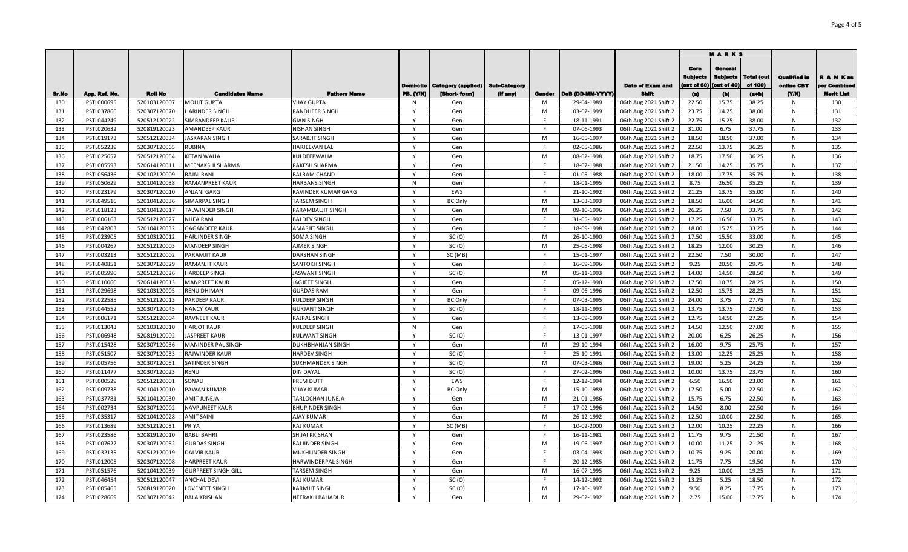| Sr.No | App. Ref. No. | Roll No | Candidates Name | Fathers Name | Domi-cile PB. (Y/N) | Category (applied) [Short- form] | Sub-Category (If any) | Gender | DoB (DD-MM-YYYY) | Date of Exam and Shift | MARKS | | | Qualified in online CBT (Y/N) | R A N K as per Combined Merit List |
|---|---|---|---|---|---|---|---|---|---|---|---|---|---|---|---|
| | | | | | | | | | | | Core Subjects (out of 60) (a) | General Subjects (out of 40) (b) | Total (out of 100) (a+b) | | |
| 130 | PSTL000695 | 520103120007 | MOHIT GUPTA | VIJAY GUPTA | N | Gen | | M | 29-04-1989 | 06th Aug 2021 Shift 2 | 22.50 | 15.75 | 38.25 | N | 130 |
| 131 | PSTL037866 | 520307120070 | HARINDER SINGH | RANDHEER SINGH | Y | Gen | | M | 03-02-1999 | 06th Aug 2021 Shift 2 | 23.75 | 14.25 | 38.00 | N | 131 |
| 132 | PSTL044249 | 520512120022 | SIMRANDEEP KAUR | GIAN SINGH | Y | Gen | | F | 18-11-1991 | 06th Aug 2021 Shift 2 | 22.75 | 15.25 | 38.00 | N | 132 |
| 133 | PSTL020632 | 520819120023 | AMANDEEP KAUR | NISHAN SINGH | Y | Gen | | F | 07-06-1993 | 06th Aug 2021 Shift 2 | 31.00 | 6.75 | 37.75 | N | 133 |
| 134 | PSTL019173 | 520512120034 | JASKARAN SINGH | SARABJIT SINGH | Y | Gen | | M | 16-05-1997 | 06th Aug 2021 Shift 2 | 18.50 | 18.50 | 37.00 | N | 134 |
| 135 | PSTL052239 | 520307120065 | RUBINA | HARJEEVAN LAL | Y | Gen | | F | 02-05-1986 | 06th Aug 2021 Shift 2 | 22.50 | 13.75 | 36.25 | N | 135 |
| 136 | PSTL025657 | 520512120054 | KETAN WALIA | KULDEEPWALIA | Y | Gen | | M | 08-02-1998 | 06th Aug 2021 Shift 2 | 18.75 | 17.50 | 36.25 | N | 136 |
| 137 | PSTL005593 | 520614120011 | MEENAKSHI SHARMA | RAKESH SHARMA | Y | Gen | | F | 18-07-1988 | 06th Aug 2021 Shift 2 | 21.50 | 14.25 | 35.75 | N | 137 |
| 138 | PSTL056436 | 520102120009 | RAJNI RANI | BALRAM CHAND | Y | Gen | | F | 01-05-1988 | 06th Aug 2021 Shift 2 | 18.00 | 17.75 | 35.75 | N | 138 |
| 139 | PSTL050629 | 520104120038 | RAMANPREET KAUR | HARBANS SINGH | N | Gen | | F | 18-01-1995 | 06th Aug 2021 Shift 2 | 8.75 | 26.50 | 35.25 | N | 139 |
| 140 | PSTL023179 | 520307120010 | ANJANI GARG | RAVINDER KUMAR GARG | Y | EWS | | F | 21-10-1992 | 06th Aug 2021 Shift 2 | 21.25 | 13.75 | 35.00 | N | 140 |
| 141 | PSTL049516 | 520104120036 | SIMARPAL SINGH | TARSEM SINGH | Y | BC Only | | M | 13-03-1993 | 06th Aug 2021 Shift 2 | 18.50 | 16.00 | 34.50 | N | 141 |
| 142 | PSTL018123 | 520104120017 | TALWINDER SINGH | PARAMBALJIT SINGH | Y | Gen | | M | 09-10-1996 | 06th Aug 2021 Shift 2 | 26.25 | 7.50 | 33.75 | N | 142 |
| 143 | PSTL006163 | 520512120027 | NHEA RANI | BALDEV SINGH | Y | Gen | | F | 31-05-1992 | 06th Aug 2021 Shift 2 | 17.25 | 16.50 | 33.75 | N | 143 |
| 144 | PSTL042803 | 520104120032 | GAGANDEEP KAUR | AMARJIT SINGH | Y | Gen | | F | 18-09-1998 | 06th Aug 2021 Shift 2 | 18.00 | 15.25 | 33.25 | N | 144 |
| 145 | PSTL023905 | 520103120012 | HARJINDER SINGH | SOMA SINGH | Y | SC (O) | | M | 26-10-1990 | 06th Aug 2021 Shift 2 | 17.50 | 15.50 | 33.00 | N | 145 |
| 146 | PSTL004267 | 520512120003 | MANDEEP SINGH | AJMER SINGH | Y | SC (O) | | M | 25-05-1998 | 06th Aug 2021 Shift 2 | 18.25 | 12.00 | 30.25 | N | 146 |
| 147 | PSTL003213 | 520512120002 | PARAMJIT KAUR | DARSHAN SINGH | Y | SC (MB) | | F | 15-01-1997 | 06th Aug 2021 Shift 2 | 22.50 | 7.50 | 30.00 | N | 147 |
| 148 | PSTL040851 | 520307120029 | RAMANJIT KAUR | SANTOKH SINGH | Y | Gen | | F | 16-09-1996 | 06th Aug 2021 Shift 2 | 9.25 | 20.50 | 29.75 | N | 148 |
| 149 | PSTL005990 | 520512120026 | HARDEEP SINGH | JASWANT SINGH | Y | SC (O) | | M | 05-11-1993 | 06th Aug 2021 Shift 2 | 14.00 | 14.50 | 28.50 | N | 149 |
| 150 | PSTL010060 | 520614120013 | MANPREET KAUR | JAGJEET SINGH | Y | Gen | | F | 05-12-1990 | 06th Aug 2021 Shift 2 | 17.50 | 10.75 | 28.25 | N | 150 |
| 151 | PSTL029698 | 520103120005 | RENU DHIMAN | GURDAS RAM | Y | Gen | | F | 09-06-1996 | 06th Aug 2021 Shift 2 | 12.50 | 15.75 | 28.25 | N | 151 |
| 152 | PSTL022585 | 520512120013 | PARDEEP KAUR | KULDEEP SINGH | Y | BC Only | | F | 07-03-1995 | 06th Aug 2021 Shift 2 | 24.00 | 3.75 | 27.75 | N | 152 |
| 153 | PSTL044552 | 520307120045 | NANCY KAUR | GURJANT SINGH | Y | SC (O) | | F | 18-11-1993 | 06th Aug 2021 Shift 2 | 13.75 | 13.75 | 27.50 | N | 153 |
| 154 | PSTL006171 | 520512120004 | RAVNEET KAUR | RAJPAL SINGH | Y | Gen | | F | 13-09-1999 | 06th Aug 2021 Shift 2 | 12.75 | 14.50 | 27.25 | N | 154 |
| 155 | PSTL013043 | 520103120010 | HARJOT KAUR | KULDEEP SINGH | N | Gen | | F | 17-05-1998 | 06th Aug 2021 Shift 2 | 14.50 | 12.50 | 27.00 | N | 155 |
| 156 | PSTL006948 | 520819120002 | JASPREET KAUR | KULWANT SINGH | Y | SC (O) | | F | 13-01-1997 | 06th Aug 2021 Shift 2 | 20.00 | 6.25 | 26.25 | N | 156 |
| 157 | PSTL015428 | 520307120036 | MANINDER PAL SINGH | DUKHBHANJAN SINGH | Y | Gen | | M | 29-10-1994 | 06th Aug 2021 Shift 2 | 16.00 | 9.75 | 25.75 | N | 157 |
| 158 | PSTL051507 | 520307120033 | RAJWINDER KAUR | HARDEV SINGH | Y | SC (O) | | F | 25-10-1991 | 06th Aug 2021 Shift 2 | 13.00 | 12.25 | 25.25 | N | 158 |
| 159 | PSTL005756 | 520307120051 | SATINDER SINGH | SUKHMANDER SINGH | Y | SC (O) | | M | 07-03-1986 | 06th Aug 2021 Shift 2 | 19.00 | 5.25 | 24.25 | N | 159 |
| 160 | PSTL011477 | 520307120023 | RENU | DIN DAYAL | Y | SC (O) | | F | 27-02-1996 | 06th Aug 2021 Shift 2 | 10.00 | 13.75 | 23.75 | N | 160 |
| 161 | PSTL000529 | 520512120001 | SONALI | PREM DUTT | Y | EWS | | F | 12-12-1994 | 06th Aug 2021 Shift 2 | 6.50 | 16.50 | 23.00 | N | 161 |
| 162 | PSTL009738 | 520104120010 | PAWAN KUMAR | VIJAY KUMAR | Y | BC Only | | M | 15-10-1989 | 06th Aug 2021 Shift 2 | 17.50 | 5.00 | 22.50 | N | 162 |
| 163 | PSTL037781 | 520104120030 | AMIT JUNEJA | TARLOCHAN JUNEJA | Y | Gen | | M | 21-01-1986 | 06th Aug 2021 Shift 2 | 15.75 | 6.75 | 22.50 | N | 163 |
| 164 | PSTL002734 | 520307120002 | NAVPUNEET KAUR | BHUPINDER SINGH | Y | Gen | | F | 17-02-1996 | 06th Aug 2021 Shift 2 | 14.50 | 8.00 | 22.50 | N | 164 |
| 165 | PSTL035317 | 520104120028 | AMIT SAINI | AJAY KUMAR | Y | Gen | | M | 26-12-1992 | 06th Aug 2021 Shift 2 | 12.50 | 10.00 | 22.50 | N | 165 |
| 166 | PSTL013689 | 520512120031 | PRIYA | RAJ KUMAR | Y | SC (MB) | | F | 10-02-2000 | 06th Aug 2021 Shift 2 | 12.00 | 10.25 | 22.25 | N | 166 |
| 167 | PSTL023586 | 520819120010 | BABLI BAHRI | SH JAI KRISHAN | Y | Gen | | F | 16-11-1981 | 06th Aug 2021 Shift 2 | 11.75 | 9.75 | 21.50 | N | 167 |
| 168 | PSTL007622 | 520307120052 | GURDAS SINGH | BALJINDER SINGH | Y | Gen | | M | 19-06-1997 | 06th Aug 2021 Shift 2 | 10.00 | 11.25 | 21.25 | N | 168 |
| 169 | PSTL032135 | 520512120019 | DALVIR KAUR | MUKHLINDER SINGH | Y | Gen | | F | 03-04-1993 | 06th Aug 2021 Shift 2 | 10.75 | 9.25 | 20.00 | N | 169 |
| 170 | PSTL012005 | 520307120008 | HARPREET KAUR | HARWINDERPAL SINGH | Y | Gen | | F | 20-12-1985 | 06th Aug 2021 Shift 2 | 11.75 | 7.75 | 19.50 | N | 170 |
| 171 | PSTL051576 | 520104120039 | GURPREET SINGH GILL | TARSEM SINGH | Y | Gen | | M | 16-07-1995 | 06th Aug 2021 Shift 2 | 9.25 | 10.00 | 19.25 | N | 171 |
| 172 | PSTL046454 | 520512120047 | ANCHAL DEVI | RAJ KUMAR | Y | SC (O) | | F | 14-12-1992 | 06th Aug 2021 Shift 2 | 13.25 | 5.25 | 18.50 | N | 172 |
| 173 | PSTL005465 | 520819120020 | LOVENEET SINGH | KARMJIT SINGH | Y | SC (O) | | M | 17-10-1997 | 06th Aug 2021 Shift 2 | 9.50 | 8.25 | 17.75 | N | 173 |
| 174 | PSTL028669 | 520307120042 | BALA KRISHAN | NEERAKH BAHADUR | Y | Gen | | M | 29-02-1992 | 06th Aug 2021 Shift 2 | 2.75 | 15.00 | 17.75 | N | 174 |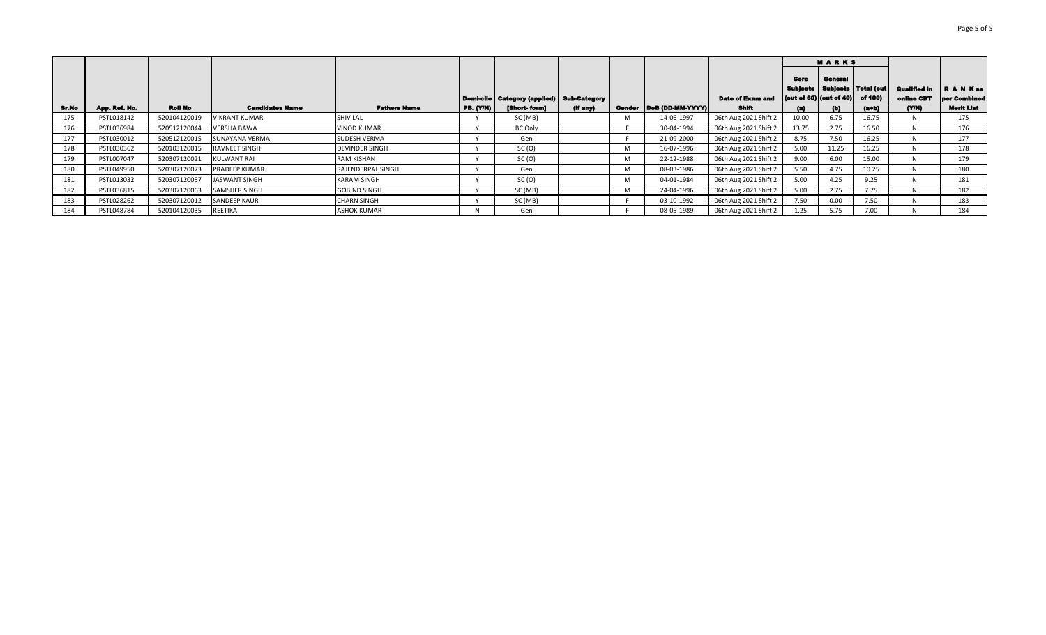| Sr.No | App. Ref. No. | Roll No | Candidates Name | Fathers Name | Domi-cile PB. (Y/N) | Category (applied) [Short- form] | Sub-Category (if any) | Gender | DoB (DD-MM-YYYY) | Date of Exam and Shift | MARKS Core Subjects (out of 60) (a) | General Subjects (out of 40) (b) | Total (out of 100) (a+b) | Qualified in online CBT (Y/N) | R A N K as per Combined Merit List |
|---|---|---|---|---|---|---|---|---|---|---|---|---|---|---|---|
| 175 | PSTL018142 | 520104120019 | VIKRANT KUMAR | SHIV LAL | Y | SC (MB) | | M | 14-06-1997 | 06th Aug 2021 Shift 2 | 10.00 | 6.75 | 16.75 | N | 175 |
| 176 | PSTL036984 | 520512120044 | VERSHA BAWA | VINOD KUMAR | Y | BC Only | | F | 30-04-1994 | 06th Aug 2021 Shift 2 | 13.75 | 2.75 | 16.50 | N | 176 |
| 177 | PSTL030012 | 520512120015 | SUNAYANA VERMA | SUDESH VERMA | Y | Gen | | F | 21-09-2000 | 06th Aug 2021 Shift 2 | 8.75 | 7.50 | 16.25 | N | 177 |
| 178 | PSTL030362 | 520103120015 | RAVNEET SINGH | DEVINDER SINGH | Y | SC (O) | | M | 16-07-1996 | 06th Aug 2021 Shift 2 | 5.00 | 11.25 | 16.25 | N | 178 |
| 179 | PSTL007047 | 520307120021 | KULWANT RAI | RAM KISHAN | Y | SC (O) | | M | 22-12-1988 | 06th Aug 2021 Shift 2 | 9.00 | 6.00 | 15.00 | N | 179 |
| 180 | PSTL049950 | 520307120073 | PRADEEP KUMAR | RAJENDERPAL SINGH | Y | Gen | | M | 08-03-1986 | 06th Aug 2021 Shift 2 | 5.50 | 4.75 | 10.25 | N | 180 |
| 181 | PSTL013032 | 520307120057 | JASWANT SINGH | KARAM SINGH | Y | SC (O) | | M | 04-01-1984 | 06th Aug 2021 Shift 2 | 5.00 | 4.25 | 9.25 | N | 181 |
| 182 | PSTL036815 | 520307120063 | SAMSHER SINGH | GOBIND SINGH | Y | SC (MB) | | M | 24-04-1996 | 06th Aug 2021 Shift 2 | 5.00 | 2.75 | 7.75 | N | 182 |
| 183 | PSTL028262 | 520307120012 | SANDEEP KAUR | CHARN SINGH | Y | SC (MB) | | F | 03-10-1992 | 06th Aug 2021 Shift 2 | 7.50 | 0.00 | 7.50 | N | 183 |
| 184 | PSTL048784 | 520104120035 | REETIKA | ASHOK KUMAR | N | Gen | | F | 08-05-1989 | 06th Aug 2021 Shift 2 | 1.25 | 5.75 | 7.00 | N | 184 |